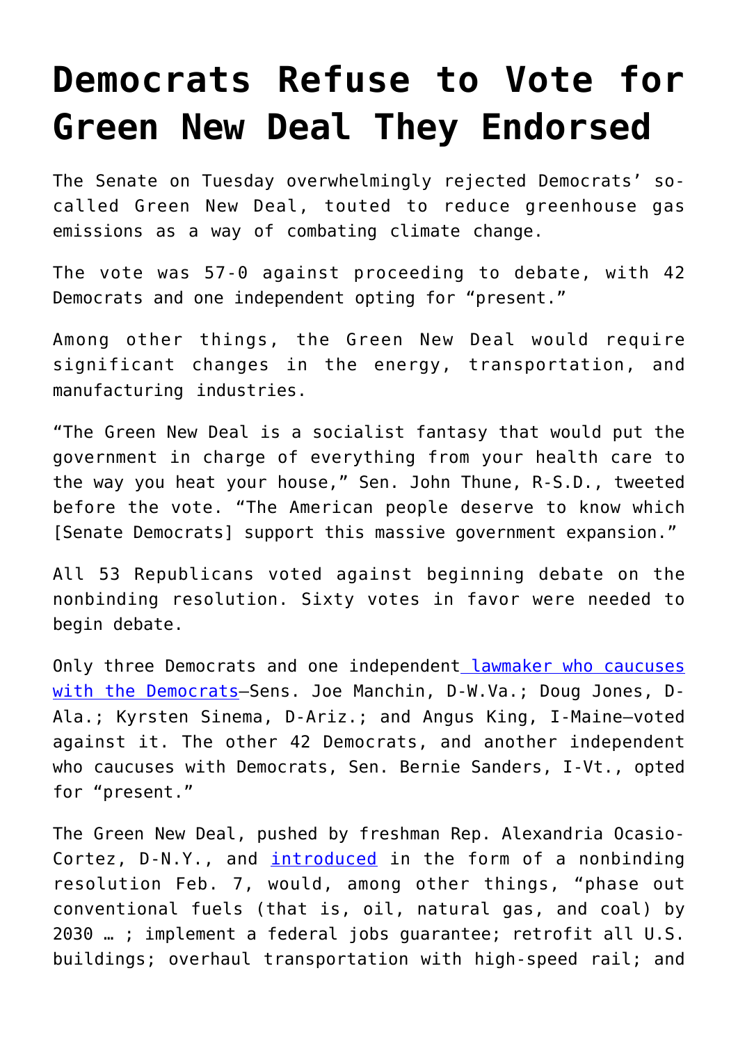# Democrats Refuse to Vote for Green New Deal They Endorsed

The Senate on Tuesday overwhelmingly rejected Democrats' so-called Green New Deal, touted to reduce greenhouse gas emissions as a way of combating climate change.

The vote was 57-0 against proceeding to debate, with 42 Democrats and one independent opting for "present."

Among other things, the Green New Deal would require significant changes in the energy, transportation, and manufacturing industries.

"The Green New Deal is a socialist fantasy that would put the government in charge of everything from your health care to the way you heat your house," Sen. John Thune, R-S.D., tweeted before the vote. "The American people deserve to know which [Senate Democrats] support this massive government expansion."

All 53 Republicans voted against beginning debate on the nonbinding resolution. Sixty votes in favor were needed to begin debate.

Only three Democrats and one independent lawmaker who caucuses with the Democrats—Sens. Joe Manchin, D-W.Va.; Doug Jones, D-Ala.; Kyrsten Sinema, D-Ariz.; and Angus King, I-Maine—voted against it. The other 42 Democrats, and another independent who caucuses with Democrats, Sen. Bernie Sanders, I-Vt., opted for "present."

The Green New Deal, pushed by freshman Rep. Alexandria Ocasio-Cortez, D-N.Y., and introduced in the form of a nonbinding resolution Feb. 7, would, among other things, "phase out conventional fuels (that is, oil, natural gas, and coal) by 2030 … ; implement a federal jobs guarantee; retrofit all U.S. buildings; overhaul transportation with high-speed rail; and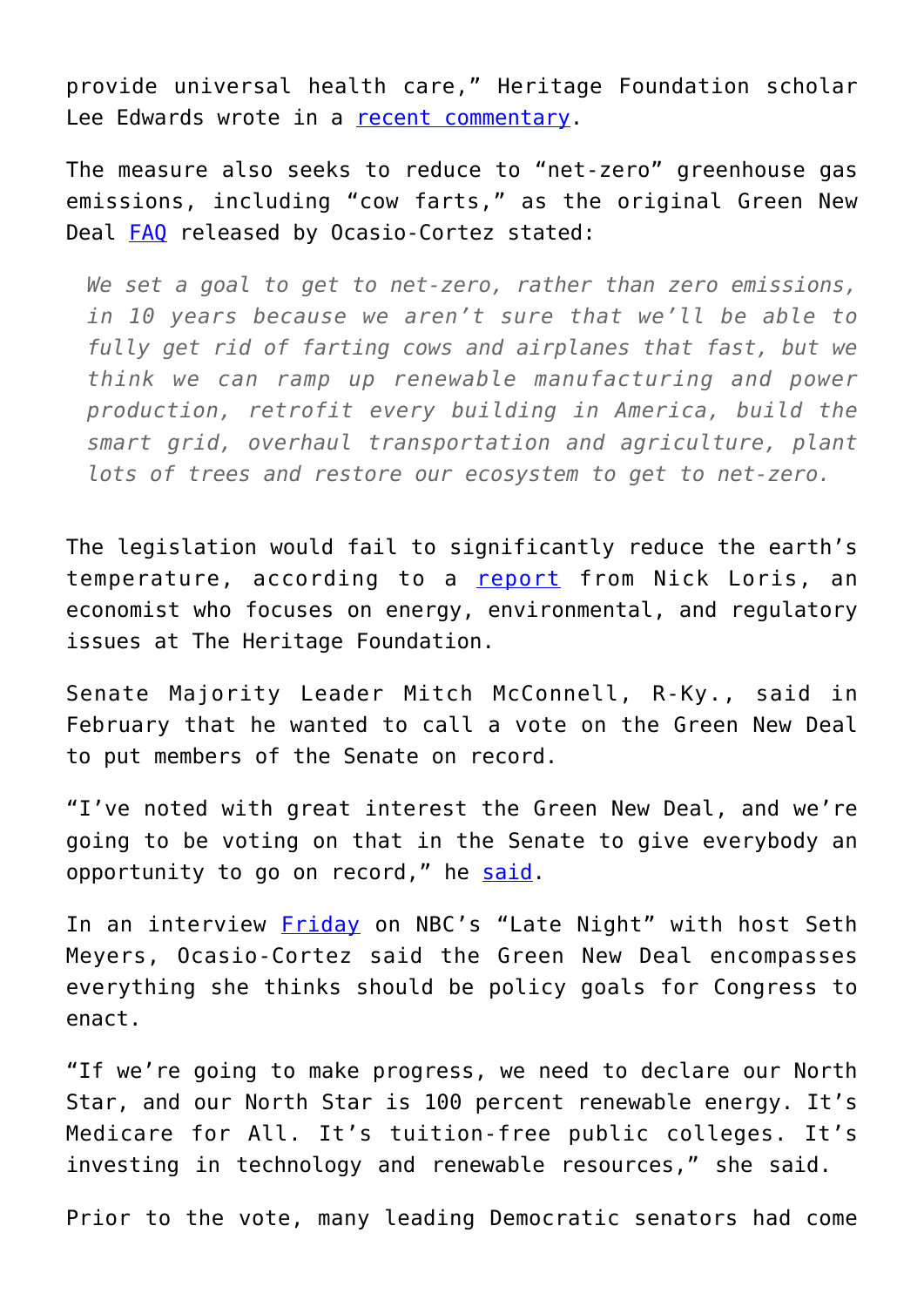provide universal health care," Heritage Foundation scholar Lee Edwards wrote in a recent commentary.

The measure also seeks to reduce to "net-zero" greenhouse gas emissions, including "cow farts," as the original Green New Deal FAQ released by Ocasio-Cortez stated:

> *We set a goal to get to net-zero, rather than zero emissions, in 10 years because we aren't sure that we'll be able to fully get rid of farting cows and airplanes that fast, but we think we can ramp up renewable manufacturing and power production, retrofit every building in America, build the smart grid, overhaul transportation and agriculture, plant lots of trees and restore our ecosystem to get to net-zero.*

The legislation would fail to significantly reduce the earth's temperature, according to a report from Nick Loris, an economist who focuses on energy, environmental, and regulatory issues at The Heritage Foundation.

Senate Majority Leader Mitch McConnell, R-Ky., said in February that he wanted to call a vote on the Green New Deal to put members of the Senate on record.

"I've noted with great interest the Green New Deal, and we're going to be voting on that in the Senate to give everybody an opportunity to go on record," he said.

In an interview Friday on NBC's "Late Night" with host Seth Meyers, Ocasio-Cortez said the Green New Deal encompasses everything she thinks should be policy goals for Congress to enact.

"If we're going to make progress, we need to declare our North Star, and our North Star is 100 percent renewable energy. It's Medicare for All. It's tuition-free public colleges. It's investing in technology and renewable resources," she said.

Prior to the vote, many leading Democratic senators had come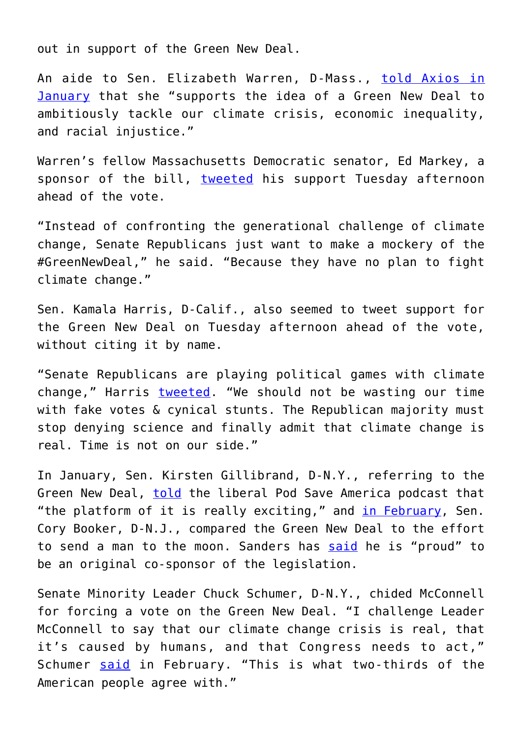out in support of the Green New Deal.

An aide to Sen. Elizabeth Warren, D-Mass., told Axios in January that she "supports the idea of a Green New Deal to ambitiously tackle our climate crisis, economic inequality, and racial injustice."

Warren's fellow Massachusetts Democratic senator, Ed Markey, a sponsor of the bill, tweeted his support Tuesday afternoon ahead of the vote.

"Instead of confronting the generational challenge of climate change, Senate Republicans just want to make a mockery of the #GreenNewDeal," he said. "Because they have no plan to fight climate change."

Sen. Kamala Harris, D-Calif., also seemed to tweet support for the Green New Deal on Tuesday afternoon ahead of the vote, without citing it by name.

"Senate Republicans are playing political games with climate change," Harris tweeted. "We should not be wasting our time with fake votes & cynical stunts. The Republican majority must stop denying science and finally admit that climate change is real. Time is not on our side."

In January, Sen. Kirsten Gillibrand, D-N.Y., referring to the Green New Deal, told the liberal Pod Save America podcast that "the platform of it is really exciting," and in February, Sen. Cory Booker, D-N.J., compared the Green New Deal to the effort to send a man to the moon. Sanders has said he is "proud" to be an original co-sponsor of the legislation.

Senate Minority Leader Chuck Schumer, D-N.Y., chided McConnell for forcing a vote on the Green New Deal. "I challenge Leader McConnell to say that our climate change crisis is real, that it's caused by humans, and that Congress needs to act," Schumer said in February. "This is what two-thirds of the American people agree with."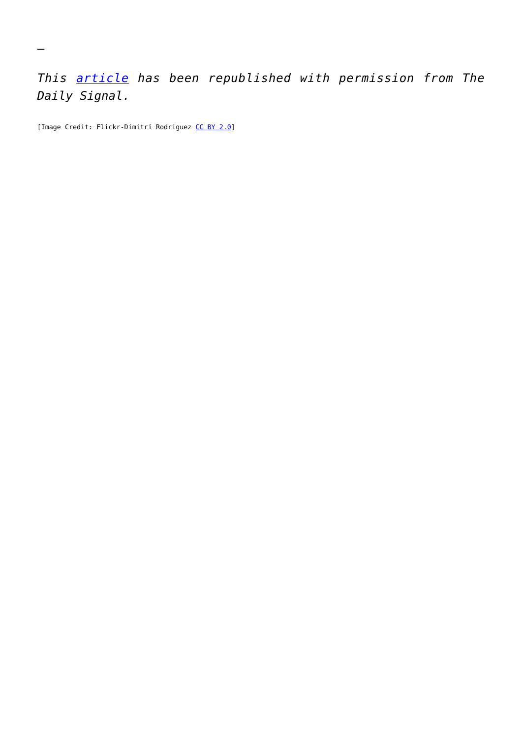—

*This article has been republished with permission from The Daily Signal.*

[Image Credit: Flickr-Dimitri Rodriguez CC BY 2.0]